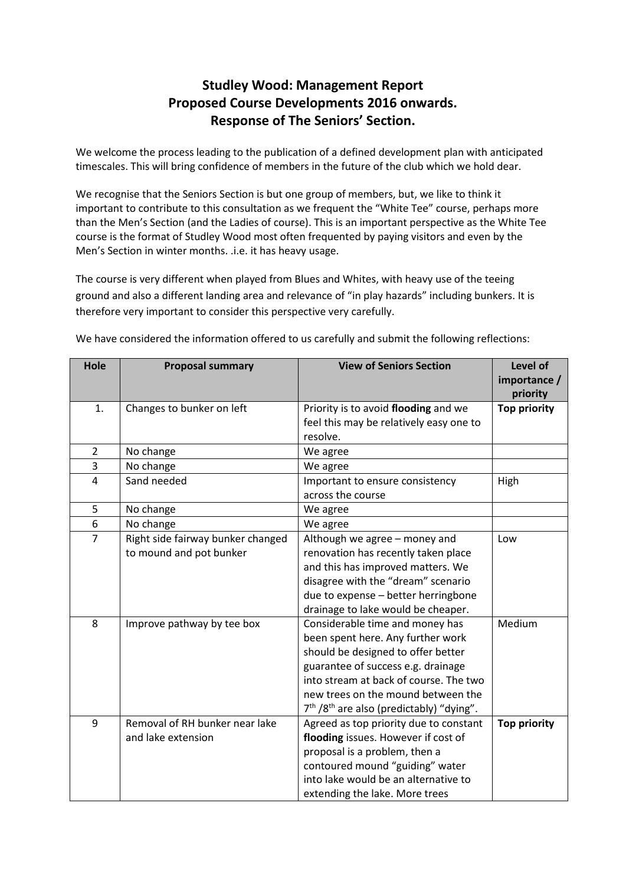# Studley Wood: Management Report
# Proposed Course Developments 2016 onwards.
# Response of The Seniors' Section.

We welcome the process leading to the publication of a defined development plan with anticipated timescales. This will bring confidence of members in the future of the club which we hold dear.

We recognise that the Seniors Section is but one group of members, but, we like to think it important to contribute to this consultation as we frequent the "White Tee" course, perhaps more than the Men's Section (and the Ladies of course). This is an important perspective as the White Tee course is the format of Studley Wood most often frequented by paying visitors and even by the Men's Section in winter months. .i.e. it has heavy usage.

The course is very different when played from Blues and Whites, with heavy use of the teeing ground and also a different landing area and relevance of "in play hazards" including bunkers. It is therefore very important to consider this perspective very carefully.

We have considered the information offered to us carefully and submit the following reflections:

| Hole | Proposal summary | View of Seniors Section | Level of importance / priority |
|---|---|---|---|
| 1. | Changes to bunker on left | Priority is to avoid **flooding** and we feel this may be relatively easy one to resolve. | **Top priority** |
| 2 | No change | We agree | |
| 3 | No change | We agree | |
| 4 | Sand needed | Important to ensure consistency across the course | High |
| 5 | No change | We agree | |
| 6 | No change | We agree | |
| 7 | Right side fairway bunker changed to mound and pot bunker | Although we agree – money and renovation has recently taken place and this has improved matters. We disagree with the "dream" scenario due to expense – better herringbone drainage to lake would be cheaper. | Low |
| 8 | Improve pathway by tee box | Considerable time and money has been spent here. Any further work should be designed to offer better guarantee of success e.g. drainage into stream at back of course. The two new trees on the mound between the 7th /8th are also (predictably) "dying". | Medium |
| 9 | Removal of RH bunker near lake and lake extension | Agreed as top priority due to constant **flooding** issues. However if cost of proposal is a problem, then a contoured mound "guiding" water into lake would be an alternative to extending the lake. More trees | **Top priority** |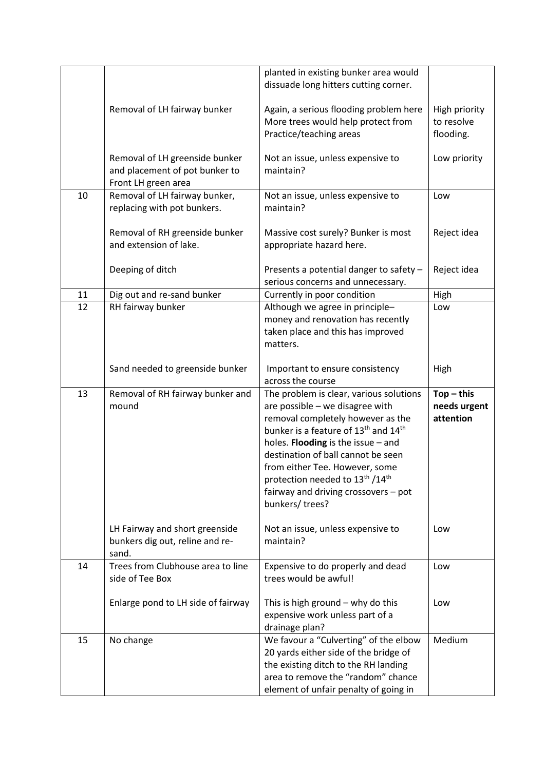| | | planted in existing bunker area would dissuade long hitters cutting corner. | |
|---|---|---|---|
| | Removal of LH fairway bunker | Again, a serious flooding problem here More trees would help protect from Practice/teaching areas | High priority to resolve flooding. |
| | Removal of LH greenside bunker and placement of pot bunker to Front LH green area | Not an issue, unless expensive to maintain? | Low priority |
| 10 | Removal of LH fairway bunker, replacing with pot bunkers. | Not an issue, unless expensive to maintain? | Low |
| | Removal of RH greenside bunker and extension of lake. | Massive cost surely? Bunker is most appropriate hazard here. | Reject idea |
| | Deeping of ditch | Presents a potential danger to safety – serious concerns and unnecessary. | Reject idea |
| 11 | Dig out and re-sand bunker | Currently in poor condition | High |
| 12 | RH fairway bunker | Although we agree in principle– money and renovation has recently taken place and this has improved matters. | Low |
| | Sand needed to greenside bunker | Important to ensure consistency across the course | High |
| 13 | Removal of RH fairway bunker and mound | The problem is clear, various solutions are possible – we disagree with removal completely however as the bunker is a feature of 13th and 14th holes. **Flooding** is the issue – and destination of ball cannot be seen from either Tee. However, some protection needed to 13th /14th fairway and driving crossovers – pot bunkers/ trees? | **Top – this needs urgent attention** |
| | LH Fairway and short greenside bunkers dig out, reline and re-sand. | Not an issue, unless expensive to maintain? | Low |
| 14 | Trees from Clubhouse area to line side of Tee Box | Expensive to do properly and dead trees would be awful! | Low |
| | Enlarge pond to LH side of fairway | This is high ground – why do this expensive work unless part of a drainage plan? | Low |
| 15 | No change | We favour a "Culverting" of the elbow 20 yards either side of the bridge of the existing ditch to the RH landing area to remove the "random" chance element of unfair penalty of going in | Medium |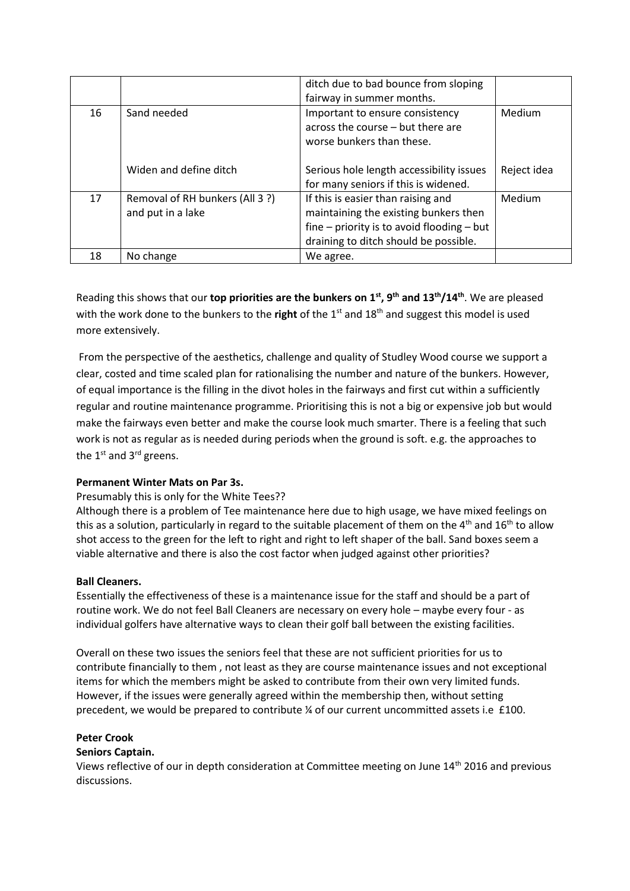| | | | |
|---|---|---|---|
| | | ditch due to bad bounce from sloping fairway in summer months. | |
| 16 | Sand needed | Important to ensure consistency across the course – but there are worse bunkers than these. | Medium |
| | Widen and define ditch | Serious hole length accessibility issues for many seniors if this is widened. | Reject idea |
| 17 | Removal of RH bunkers (All 3 ?) and put in a lake | If this is easier than raising and maintaining the existing bunkers then fine – priority is to avoid flooding – but draining to ditch should be possible. | Medium |
| 18 | No change | We agree. | |

Reading this shows that our **top priorities are the bunkers on 1st, 9th and 13th/14th**. We are pleased with the work done to the bunkers to the **right** of the 1st and 18th and suggest this model is used more extensively.

From the perspective of the aesthetics, challenge and quality of Studley Wood course we support a clear, costed and time scaled plan for rationalising the number and nature of the bunkers. However, of equal importance is the filling in the divot holes in the fairways and first cut within a sufficiently regular and routine maintenance programme. Prioritising this is not a big or expensive job but would make the fairways even better and make the course look much smarter. There is a feeling that such work is not as regular as is needed during periods when the ground is soft. e.g. the approaches to the 1st and 3rd greens.

**Permanent Winter Mats on Par 3s.**

Presumably this is only for the White Tees??

Although there is a problem of Tee maintenance here due to high usage, we have mixed feelings on this as a solution, particularly in regard to the suitable placement of them on the 4th and 16th to allow shot access to the green for the left to right and right to left shaper of the ball. Sand boxes seem a viable alternative and there is also the cost factor when judged against other priorities?

**Ball Cleaners.**

Essentially the effectiveness of these is a maintenance issue for the staff and should be a part of routine work. We do not feel Ball Cleaners are necessary on every hole – maybe every four - as individual golfers have alternative ways to clean their golf ball between the existing facilities.

Overall on these two issues the seniors feel that these are not sufficient priorities for us to contribute financially to them , not least as they are course maintenance issues and not exceptional items for which the members might be asked to contribute from their own very limited funds. However, if the issues were generally agreed within the membership then, without setting precedent, we would be prepared to contribute ¼ of our current uncommitted assets i.e £100.

**Peter Crook**

**Seniors Captain.**

Views reflective of our in depth consideration at Committee meeting on June 14th 2016 and previous discussions.